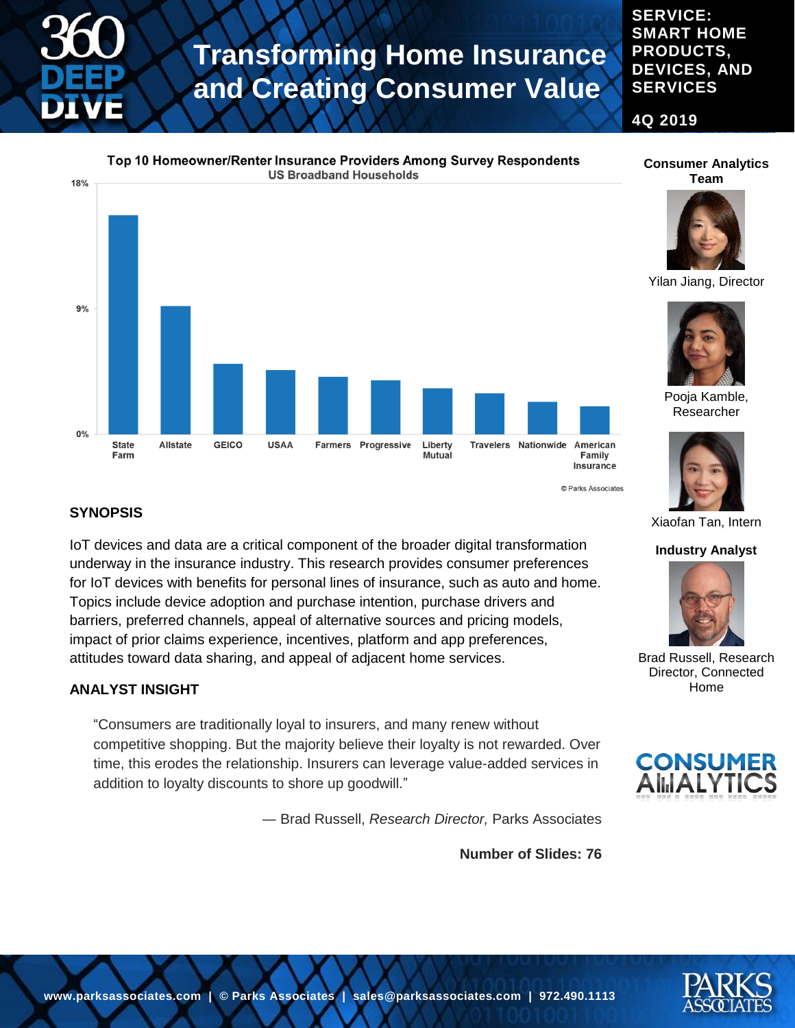# Transforming Home Insurance and Creating Consumer Value

**SERVICE: SMART HOME PRODUCTS, DEVICES, AND SERVICES**

**4Q 2019**

**Top 10 Homeowner/Renter Insurance Providers Among Survey Respondents**
US Broadband Households

State Farm, Allstate, GEICO, USAA, Farmers, Progressive, Liberty Mutual, Travelers, Nationwide, American Family Insurance

© Parks Associates

## SYNOPSIS

IoT devices and data are a critical component of the broader digital transformation underway in the insurance industry. This research provides consumer preferences for IoT devices with benefits for personal lines of insurance, such as auto and home. Topics include device adoption and purchase intention, purchase drivers and barriers, preferred channels, appeal of alternative sources and pricing models, impact of prior claims experience, incentives, platform and app preferences, attitudes toward data sharing, and appeal of adjacent home services.

## ANALYST INSIGHT

"Consumers are traditionally loyal to insurers, and many renew without competitive shopping. But the majority believe their loyalty is not rewarded. Over time, this erodes the relationship. Insurers can leverage value-added services in addition to loyalty discounts to shore up goodwill."

— Brad Russell, *Research Director,* Parks Associates

**Number of Slides: 76**

**Consumer Analytics Team**

Yilan Jiang, Director

Pooja Kamble, Researcher

Xiaofan Tan, Intern

**Industry Analyst**

Brad Russell, Research Director, Connected Home

www.parksassociates.com | © Parks Associates | sales@parksassociates.com | 972.490.1113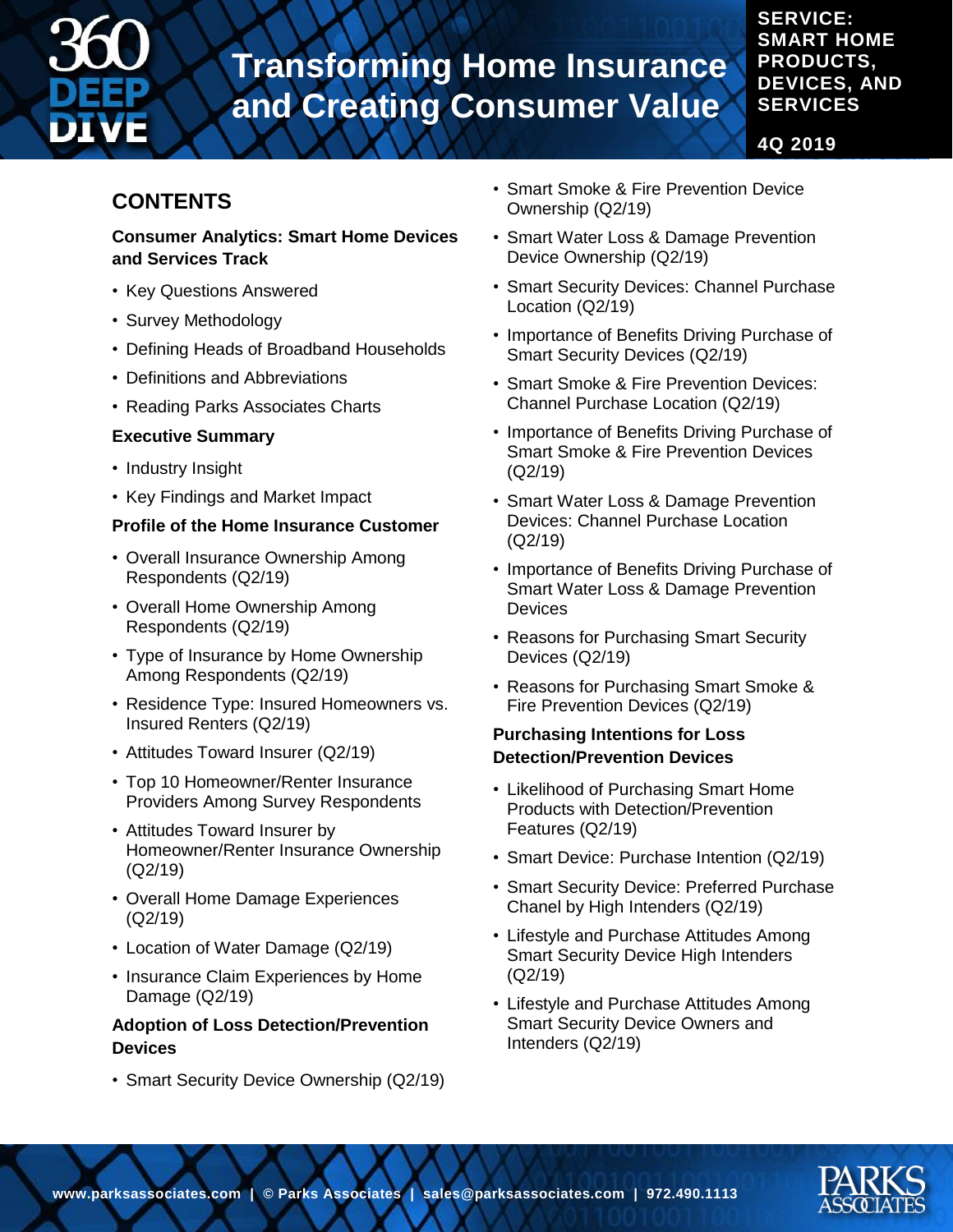# CONTENTS

**Consumer Analytics: Smart Home Devices and Services Track**

- Key Questions Answered
- Survey Methodology
- Defining Heads of Broadband Households
- Definitions and Abbreviations
- Reading Parks Associates Charts

**Executive Summary**

- Industry Insight
- Key Findings and Market Impact

**Profile of the Home Insurance Customer**

- Overall Insurance Ownership Among Respondents (Q2/19)
- Overall Home Ownership Among Respondents (Q2/19)
- Type of Insurance by Home Ownership Among Respondents (Q2/19)
- Residence Type: Insured Homeowners vs. Insured Renters (Q2/19)
- Attitudes Toward Insurer (Q2/19)
- Top 10 Homeowner/Renter Insurance Providers Among Survey Respondents
- Attitudes Toward Insurer by Homeowner/Renter Insurance Ownership (Q2/19)
- Overall Home Damage Experiences (Q2/19)
- Location of Water Damage (Q2/19)
- Insurance Claim Experiences by Home Damage (Q2/19)

**Adoption of Loss Detection/Prevention Devices**

- Smart Security Device Ownership (Q2/19)
- Smart Smoke & Fire Prevention Device Ownership (Q2/19)
- Smart Water Loss & Damage Prevention Device Ownership (Q2/19)
- Smart Security Devices: Channel Purchase Location (Q2/19)
- Importance of Benefits Driving Purchase of Smart Security Devices (Q2/19)
- Smart Smoke & Fire Prevention Devices: Channel Purchase Location (Q2/19)
- Importance of Benefits Driving Purchase of Smart Smoke & Fire Prevention Devices (Q2/19)
- Smart Water Loss & Damage Prevention Devices: Channel Purchase Location (Q2/19)
- Importance of Benefits Driving Purchase of Smart Water Loss & Damage Prevention Devices
- Reasons for Purchasing Smart Security Devices (Q2/19)
- Reasons for Purchasing Smart Smoke & Fire Prevention Devices (Q2/19)

**Purchasing Intentions for Loss Detection/Prevention Devices**

- Likelihood of Purchasing Smart Home Products with Detection/Prevention Features (Q2/19)
- Smart Device: Purchase Intention (Q2/19)
- Smart Security Device: Preferred Purchase Chanel by High Intenders (Q2/19)
- Lifestyle and Purchase Attitudes Among Smart Security Device High Intenders (Q2/19)
- Lifestyle and Purchase Attitudes Among Smart Security Device Owners and Intenders (Q2/19)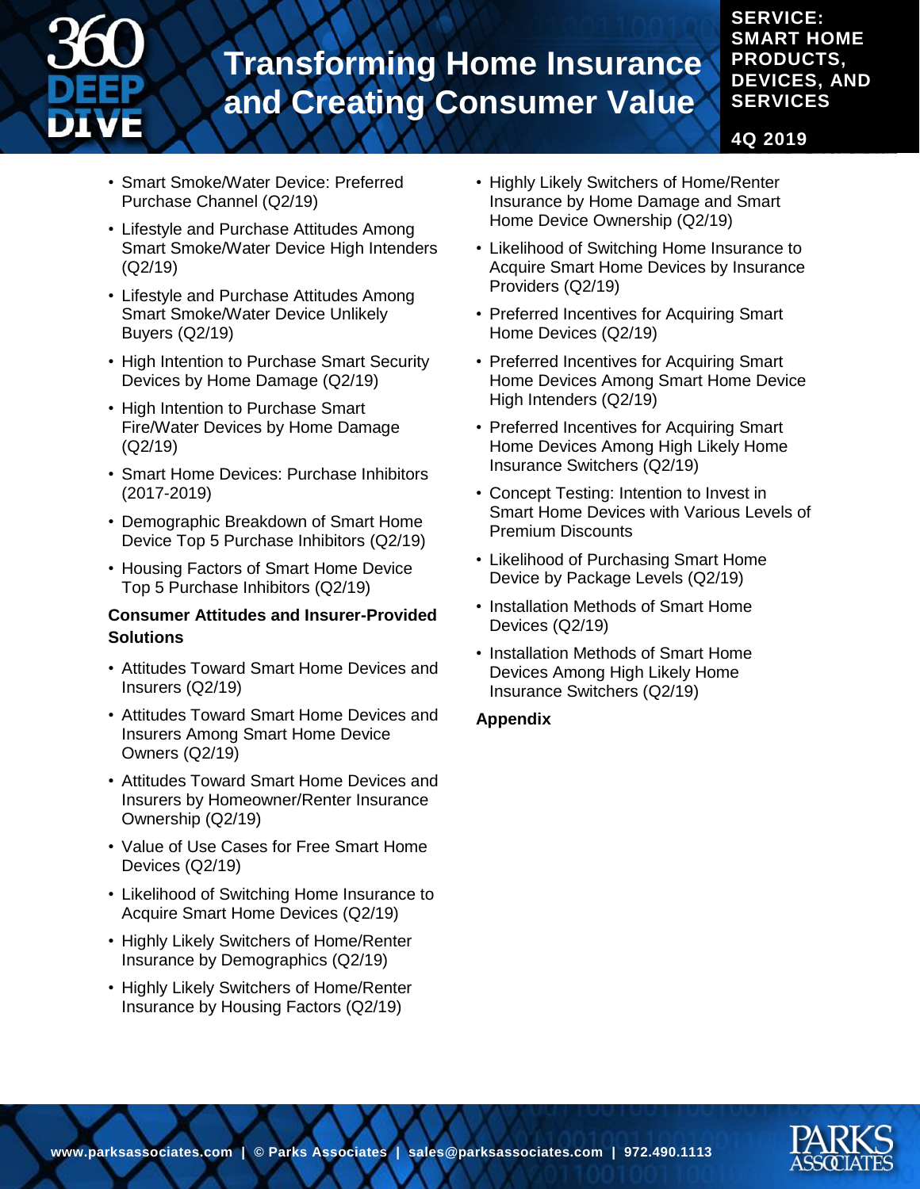- Smart Smoke/Water Device: Preferred Purchase Channel (Q2/19)
- Lifestyle and Purchase Attitudes Among Smart Smoke/Water Device High Intenders (Q2/19)
- Lifestyle and Purchase Attitudes Among Smart Smoke/Water Device Unlikely Buyers (Q2/19)
- High Intention to Purchase Smart Security Devices by Home Damage (Q2/19)
- High Intention to Purchase Smart Fire/Water Devices by Home Damage (Q2/19)
- Smart Home Devices: Purchase Inhibitors (2017-2019)
- Demographic Breakdown of Smart Home Device Top 5 Purchase Inhibitors (Q2/19)
- Housing Factors of Smart Home Device Top 5 Purchase Inhibitors (Q2/19)

**Consumer Attitudes and Insurer-Provided Solutions**

- Attitudes Toward Smart Home Devices and Insurers (Q2/19)
- Attitudes Toward Smart Home Devices and Insurers Among Smart Home Device Owners (Q2/19)
- Attitudes Toward Smart Home Devices and Insurers by Homeowner/Renter Insurance Ownership (Q2/19)
- Value of Use Cases for Free Smart Home Devices (Q2/19)
- Likelihood of Switching Home Insurance to Acquire Smart Home Devices (Q2/19)
- Highly Likely Switchers of Home/Renter Insurance by Demographics (Q2/19)
- Highly Likely Switchers of Home/Renter Insurance by Housing Factors (Q2/19)
- Highly Likely Switchers of Home/Renter Insurance by Home Damage and Smart Home Device Ownership (Q2/19)
- Likelihood of Switching Home Insurance to Acquire Smart Home Devices by Insurance Providers (Q2/19)
- Preferred Incentives for Acquiring Smart Home Devices (Q2/19)
- Preferred Incentives for Acquiring Smart Home Devices Among Smart Home Device High Intenders (Q2/19)
- Preferred Incentives for Acquiring Smart Home Devices Among High Likely Home Insurance Switchers (Q2/19)
- Concept Testing: Intention to Invest in Smart Home Devices with Various Levels of Premium Discounts
- Likelihood of Purchasing Smart Home Device by Package Levels (Q2/19)
- Installation Methods of Smart Home Devices (Q2/19)
- Installation Methods of Smart Home Devices Among High Likely Home Insurance Switchers (Q2/19)

**Appendix**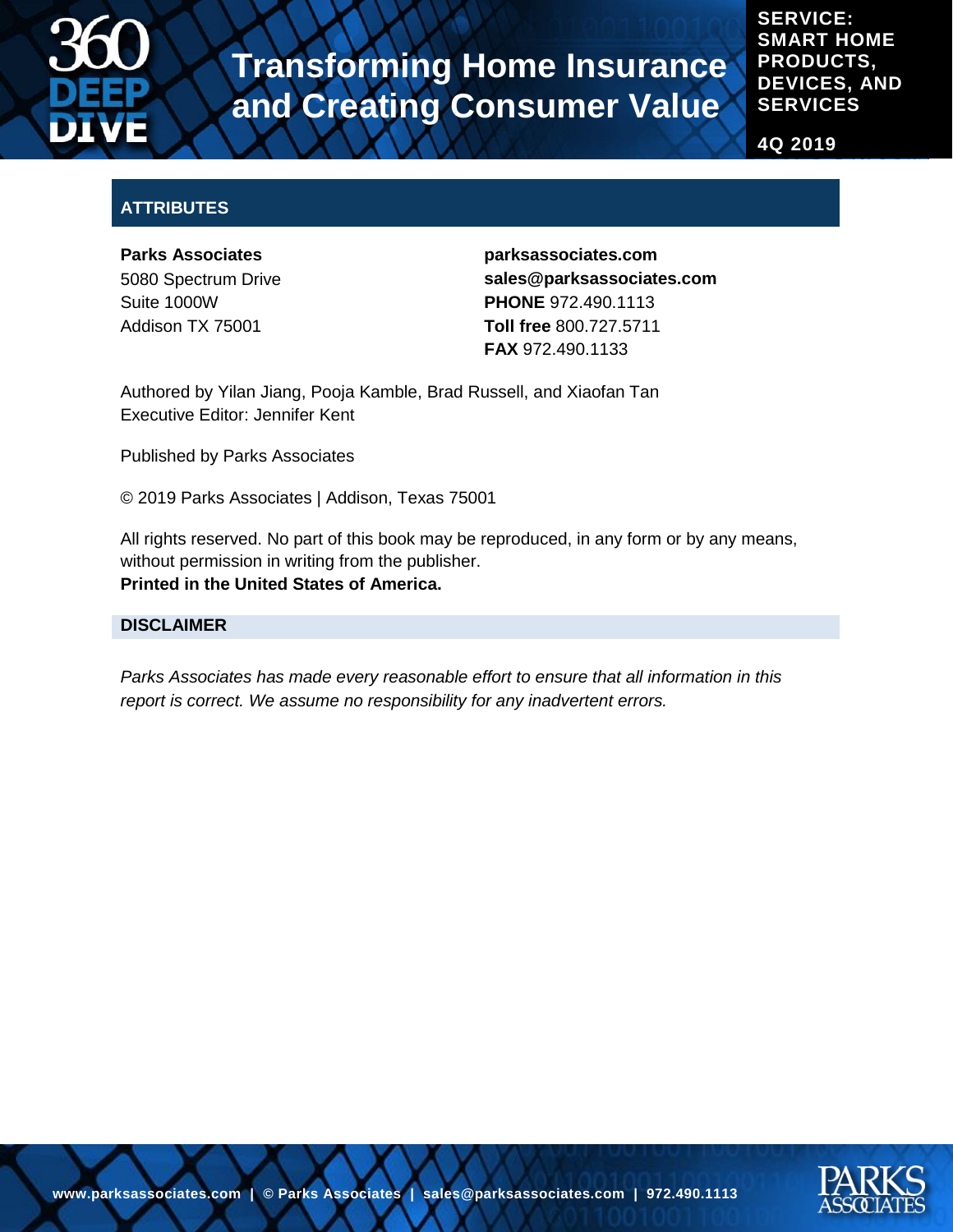# Transforming Home Insurance and Creating Consumer Value

**SERVICE: SMART HOME PRODUCTS, DEVICES, AND SERVICES**

**4Q 2019**

## ATTRIBUTES

**Parks Associates**
5080 Spectrum Drive
Suite 1000W
Addison TX 75001

**parksassociates.com**
**sales@parksassociates.com**
**PHONE** 972.490.1113
**Toll free** 800.727.5711
**FAX** 972.490.1133

Authored by Yilan Jiang, Pooja Kamble, Brad Russell, and Xiaofan Tan
Executive Editor: Jennifer Kent

Published by Parks Associates

© 2019 Parks Associates | Addison, Texas 75001

All rights reserved. No part of this book may be reproduced, in any form or by any means, without permission in writing from the publisher.
**Printed in the United States of America.**

## DISCLAIMER

*Parks Associates has made every reasonable effort to ensure that all information in this report is correct. We assume no responsibility for any inadvertent errors.*